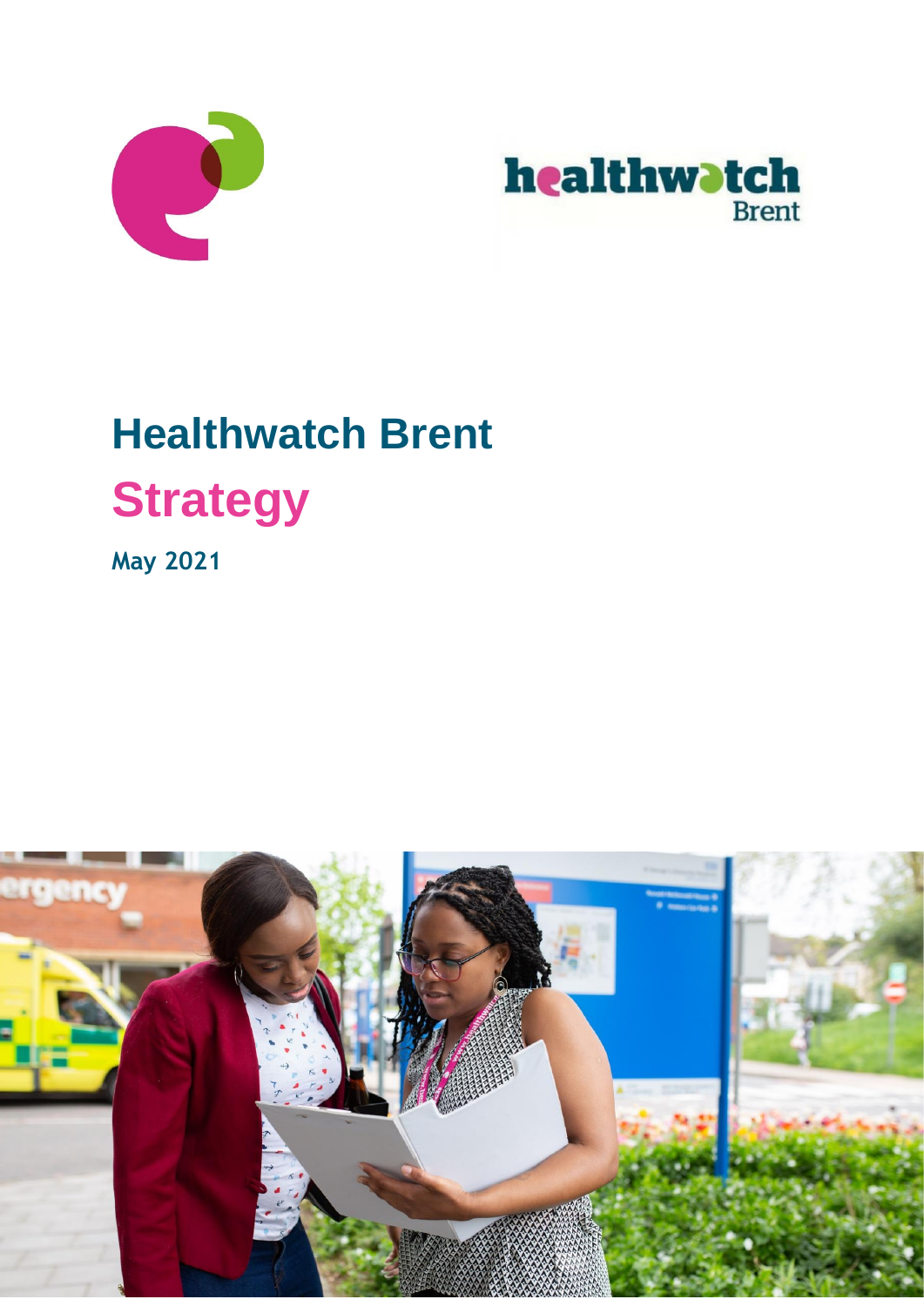# Healthwatch Brent

## Strategy

**May 2021**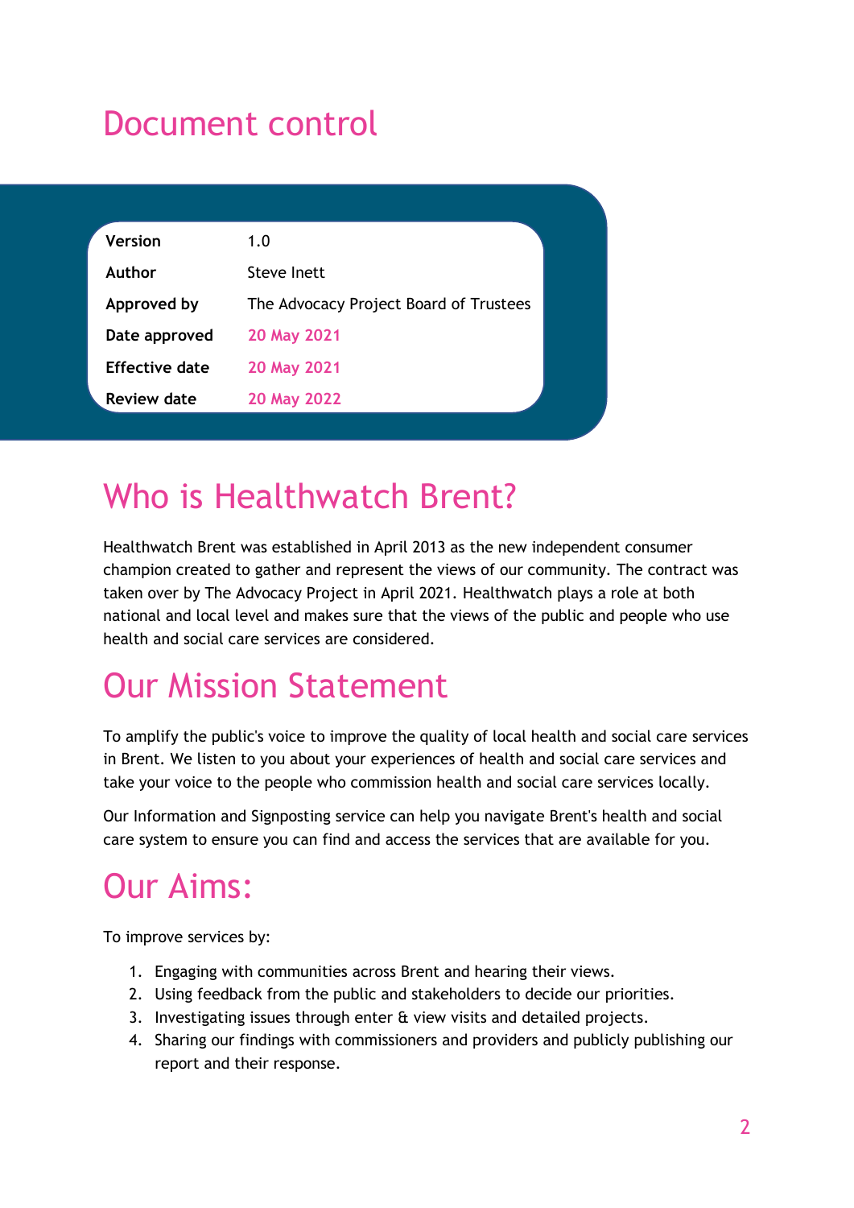# Document control

| | |
|---|---|
| **Version** | 1.0 |
| **Author** | Steve Inett |
| **Approved by** | The Advocacy Project Board of Trustees |
| **Date approved** | 20 May 2021 |
| **Effective date** | 20 May 2021 |
| **Review date** | 20 May 2022 |

# Who is Healthwatch Brent?

Healthwatch Brent was established in April 2013 as the new independent consumer champion created to gather and represent the views of our community. The contract was taken over by The Advocacy Project in April 2021. Healthwatch plays a role at both national and local level and makes sure that the views of the public and people who use health and social care services are considered.

# Our Mission Statement

To amplify the public's voice to improve the quality of local health and social care services in Brent. We listen to you about your experiences of health and social care services and take your voice to the people who commission health and social care services locally.

Our Information and Signposting service can help you navigate Brent's health and social care system to ensure you can find and access the services that are available for you.

# Our Aims:

To improve services by:

1. Engaging with communities across Brent and hearing their views.
2. Using feedback from the public and stakeholders to decide our priorities.
3. Investigating issues through enter & view visits and detailed projects.
4. Sharing our findings with commissioners and providers and publicly publishing our report and their response.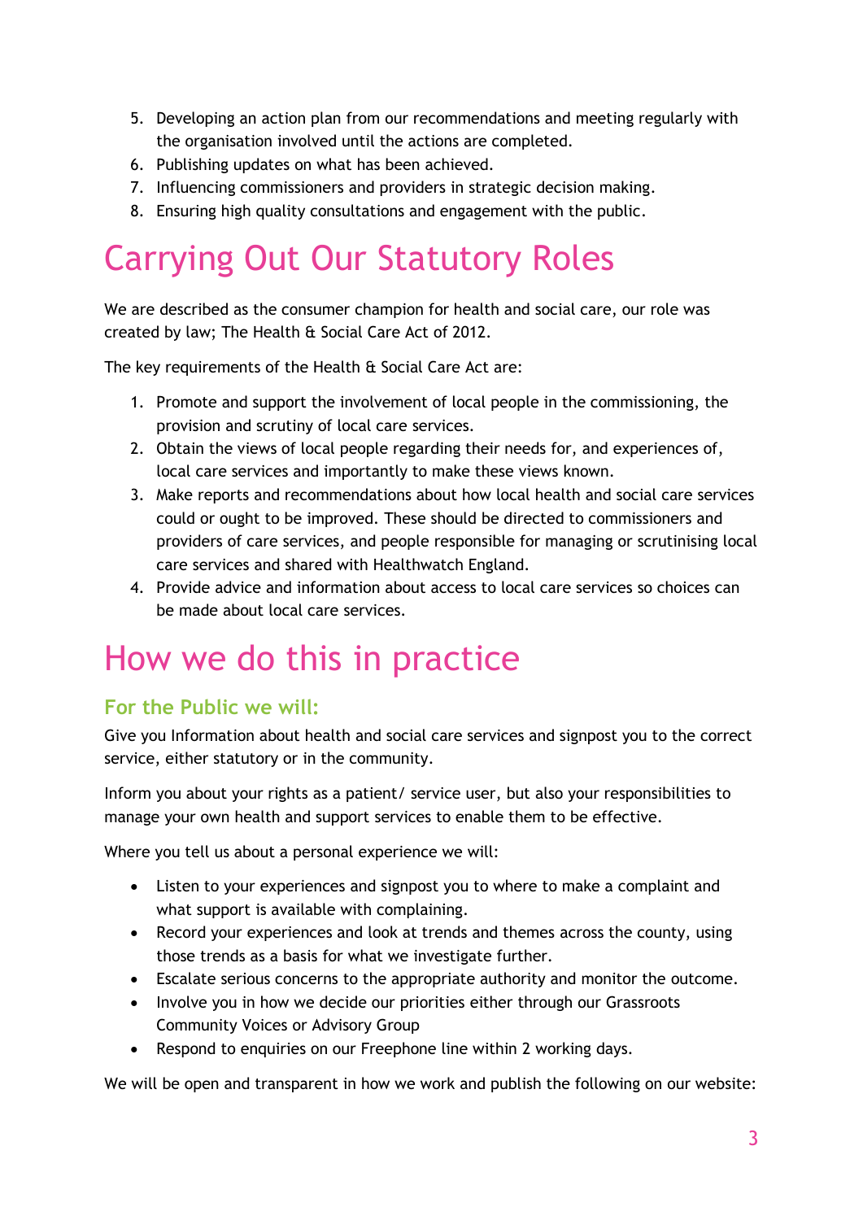5. Developing an action plan from our recommendations and meeting regularly with the organisation involved until the actions are completed.
6. Publishing updates on what has been achieved.
7. Influencing commissioners and providers in strategic decision making.
8. Ensuring high quality consultations and engagement with the public.

# Carrying Out Our Statutory Roles

We are described as the consumer champion for health and social care, our role was created by law; The Health & Social Care Act of 2012.

The key requirements of the Health & Social Care Act are:

1. Promote and support the involvement of local people in the commissioning, the provision and scrutiny of local care services.
2. Obtain the views of local people regarding their needs for, and experiences of, local care services and importantly to make these views known.
3. Make reports and recommendations about how local health and social care services could or ought to be improved. These should be directed to commissioners and providers of care services, and people responsible for managing or scrutinising local care services and shared with Healthwatch England.
4. Provide advice and information about access to local care services so choices can be made about local care services.

# How we do this in practice

## For the Public we will:

Give you Information about health and social care services and signpost you to the correct service, either statutory or in the community.

Inform you about your rights as a patient/ service user, but also your responsibilities to manage your own health and support services to enable them to be effective.

Where you tell us about a personal experience we will:

- Listen to your experiences and signpost you to where to make a complaint and what support is available with complaining.
- Record your experiences and look at trends and themes across the county, using those trends as a basis for what we investigate further.
- Escalate serious concerns to the appropriate authority and monitor the outcome.
- Involve you in how we decide our priorities either through our Grassroots Community Voices or Advisory Group
- Respond to enquiries on our Freephone line within 2 working days.

We will be open and transparent in how we work and publish the following on our website: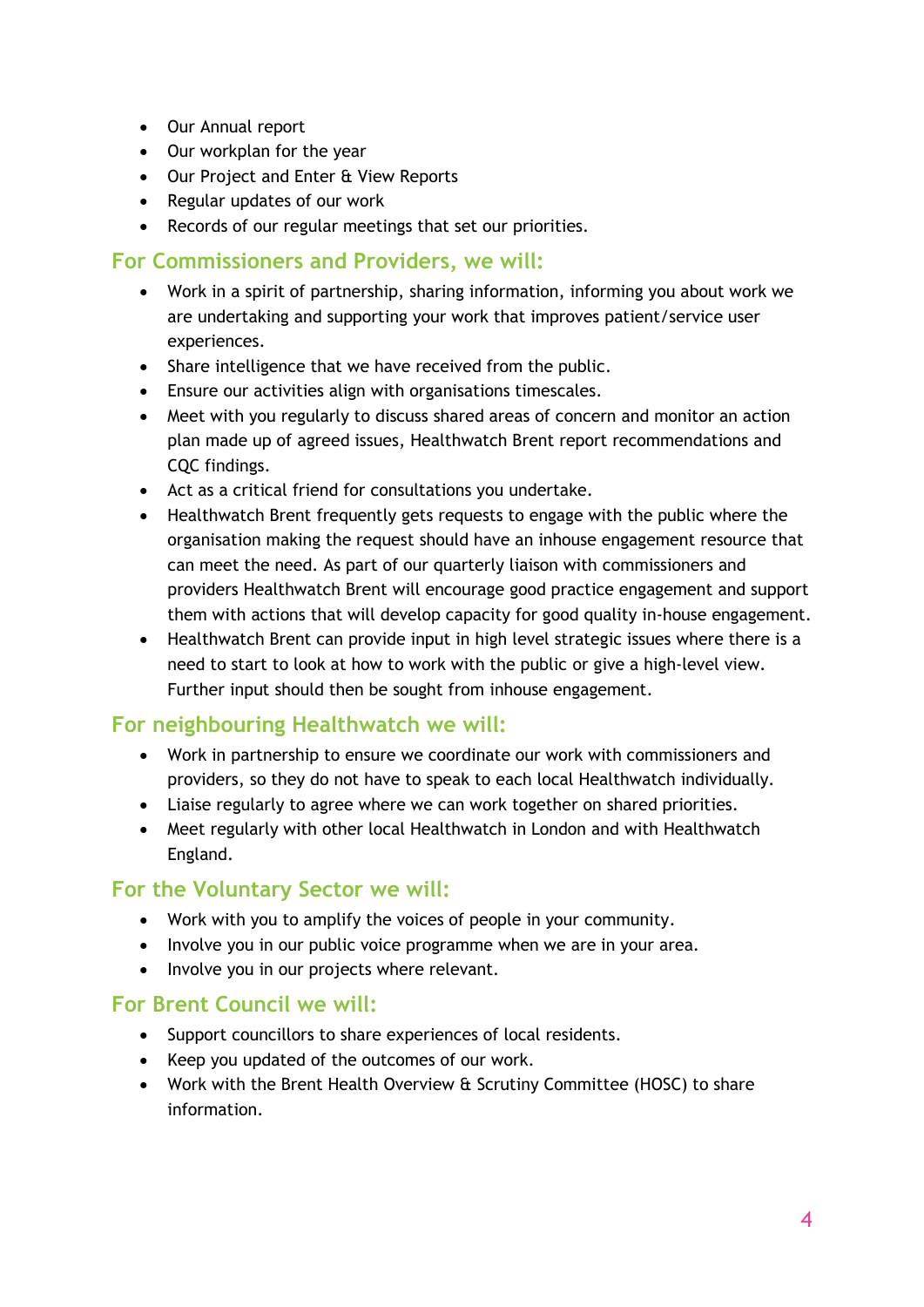- Our Annual report
- Our workplan for the year
- Our Project and Enter & View Reports
- Regular updates of our work
- Records of our regular meetings that set our priorities.

## For Commissioners and Providers, we will:

- Work in a spirit of partnership, sharing information, informing you about work we are undertaking and supporting your work that improves patient/service user experiences.
- Share intelligence that we have received from the public.
- Ensure our activities align with organisations timescales.
- Meet with you regularly to discuss shared areas of concern and monitor an action plan made up of agreed issues, Healthwatch Brent report recommendations and CQC findings.
- Act as a critical friend for consultations you undertake.
- Healthwatch Brent frequently gets requests to engage with the public where the organisation making the request should have an inhouse engagement resource that can meet the need. As part of our quarterly liaison with commissioners and providers Healthwatch Brent will encourage good practice engagement and support them with actions that will develop capacity for good quality in-house engagement.
- Healthwatch Brent can provide input in high level strategic issues where there is a need to start to look at how to work with the public or give a high-level view. Further input should then be sought from inhouse engagement.

## For neighbouring Healthwatch we will:

- Work in partnership to ensure we coordinate our work with commissioners and providers, so they do not have to speak to each local Healthwatch individually.
- Liaise regularly to agree where we can work together on shared priorities.
- Meet regularly with other local Healthwatch in London and with Healthwatch England.

## For the Voluntary Sector we will:

- Work with you to amplify the voices of people in your community.
- Involve you in our public voice programme when we are in your area.
- Involve you in our projects where relevant.

## For Brent Council we will:

- Support councillors to share experiences of local residents.
- Keep you updated of the outcomes of our work.
- Work with the Brent Health Overview & Scrutiny Committee (HOSC) to share information.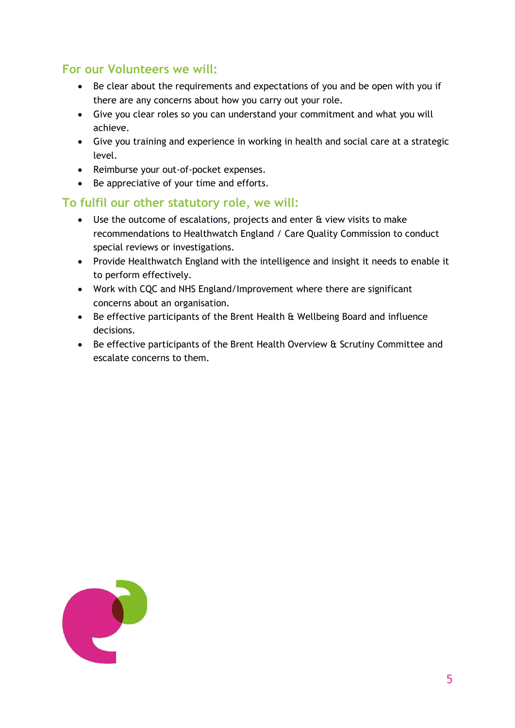## For our Volunteers we will:

- Be clear about the requirements and expectations of you and be open with you if there are any concerns about how you carry out your role.
- Give you clear roles so you can understand your commitment and what you will achieve.
- Give you training and experience in working in health and social care at a strategic level.
- Reimburse your out-of-pocket expenses.
- Be appreciative of your time and efforts.

## To fulfil our other statutory role, we will:

- Use the outcome of escalations, projects and enter & view visits to make recommendations to Healthwatch England / Care Quality Commission to conduct special reviews or investigations.
- Provide Healthwatch England with the intelligence and insight it needs to enable it to perform effectively.
- Work with CQC and NHS England/Improvement where there are significant concerns about an organisation.
- Be effective participants of the Brent Health & Wellbeing Board and influence decisions.
- Be effective participants of the Brent Health Overview & Scrutiny Committee and escalate concerns to them.